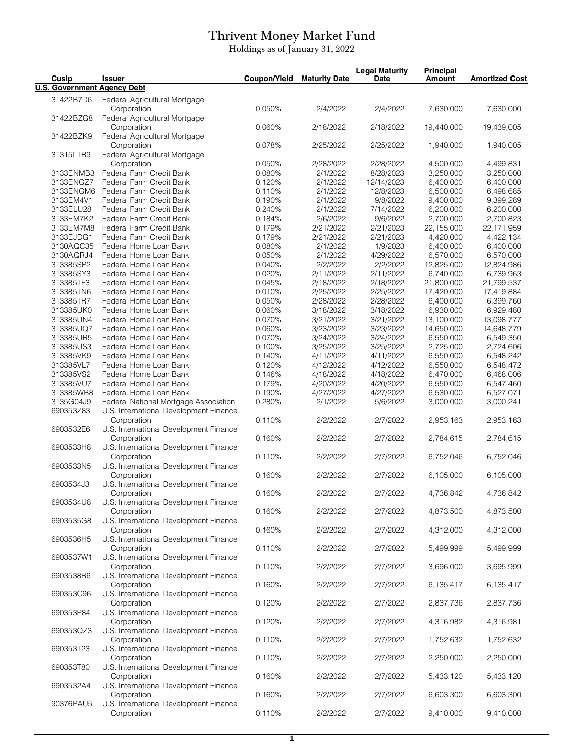# Thrivent Money Market Fund

Holdings as of January 31, 2022

| Cusip | Issuer | Coupon/Yield | Maturity Date | Legal Maturity Date | Principal Amount | Amortized Cost |
|---|---|---|---|---|---|---|
| **U.S. Government Agency Debt** | | | | | | |
| 31422B7D6 | Federal Agricultural Mortgage Corporation | 0.050% | 2/4/2022 | 2/4/2022 | 7,630,000 | 7,630,000 |
| 31422BZG8 | Federal Agricultural Mortgage Corporation | 0.060% | 2/18/2022 | 2/18/2022 | 19,440,000 | 19,439,005 |
| 31422BZK9 | Federal Agricultural Mortgage Corporation | 0.078% | 2/25/2022 | 2/25/2022 | 1,940,000 | 1,940,005 |
| 31315LTR9 | Federal Agricultural Mortgage Corporation | 0.050% | 2/28/2022 | 2/28/2022 | 4,500,000 | 4,499,831 |
| 3133ENMB3 | Federal Farm Credit Bank | 0.080% | 2/1/2022 | 8/28/2023 | 3,250,000 | 3,250,000 |
| 3133ENGZ7 | Federal Farm Credit Bank | 0.120% | 2/1/2022 | 12/14/2023 | 6,400,000 | 6,400,000 |
| 3133ENGM6 | Federal Farm Credit Bank | 0.110% | 2/1/2022 | 12/8/2023 | 6,500,000 | 6,498,685 |
| 3133EM4V1 | Federal Farm Credit Bank | 0.190% | 2/1/2022 | 9/8/2022 | 9,400,000 | 9,399,289 |
| 3133ELU28 | Federal Farm Credit Bank | 0.240% | 2/1/2022 | 7/14/2022 | 6,200,000 | 6,200,000 |
| 3133EM7K2 | Federal Farm Credit Bank | 0.184% | 2/6/2022 | 9/6/2022 | 2,700,000 | 2,700,823 |
| 3133EM7M8 | Federal Farm Credit Bank | 0.179% | 2/21/2022 | 2/21/2023 | 22,155,000 | 22,171,959 |
| 3133EJDG1 | Federal Farm Credit Bank | 0.179% | 2/21/2022 | 2/21/2023 | 4,420,000 | 4,422,134 |
| 3130AQC35 | Federal Home Loan Bank | 0.080% | 2/1/2022 | 1/9/2023 | 6,400,000 | 6,400,000 |
| 3130AQRJ4 | Federal Home Loan Bank | 0.050% | 2/1/2022 | 4/29/2022 | 6,570,000 | 6,570,000 |
| 313385SP2 | Federal Home Loan Bank | 0.040% | 2/2/2022 | 2/2/2022 | 12,825,000 | 12,824,986 |
| 313385SY3 | Federal Home Loan Bank | 0.020% | 2/11/2022 | 2/11/2022 | 6,740,000 | 6,739,963 |
| 313385TF3 | Federal Home Loan Bank | 0.045% | 2/18/2022 | 2/18/2022 | 21,800,000 | 21,799,537 |
| 313385TN6 | Federal Home Loan Bank | 0.010% | 2/25/2022 | 2/25/2022 | 17,420,000 | 17,419,884 |
| 313385TR7 | Federal Home Loan Bank | 0.050% | 2/28/2022 | 2/28/2022 | 6,400,000 | 6,399,760 |
| 313385UK0 | Federal Home Loan Bank | 0.060% | 3/18/2022 | 3/18/2022 | 6,930,000 | 6,929,480 |
| 313385UN4 | Federal Home Loan Bank | 0.070% | 3/21/2022 | 3/21/2022 | 13,100,000 | 13,098,777 |
| 313385UQ7 | Federal Home Loan Bank | 0.060% | 3/23/2022 | 3/23/2022 | 14,650,000 | 14,648,779 |
| 313385UR5 | Federal Home Loan Bank | 0.070% | 3/24/2022 | 3/24/2022 | 6,550,000 | 6,549,350 |
| 313385US3 | Federal Home Loan Bank | 0.100% | 3/25/2022 | 3/25/2022 | 2,725,000 | 2,724,606 |
| 313385VK9 | Federal Home Loan Bank | 0.140% | 4/11/2022 | 4/11/2022 | 6,550,000 | 6,548,242 |
| 313385VL7 | Federal Home Loan Bank | 0.120% | 4/12/2022 | 4/12/2022 | 6,550,000 | 6,548,472 |
| 313385VS2 | Federal Home Loan Bank | 0.146% | 4/18/2022 | 4/18/2022 | 6,470,000 | 6,468,006 |
| 313385VU7 | Federal Home Loan Bank | 0.179% | 4/20/2022 | 4/20/2022 | 6,550,000 | 6,547,460 |
| 313385WB8 | Federal Home Loan Bank | 0.190% | 4/27/2022 | 4/27/2022 | 6,530,000 | 6,527,071 |
| 3135G04J9 | Federal National Mortgage Association | 0.280% | 2/1/2022 | 5/6/2022 | 3,000,000 | 3,000,241 |
| 690353Z83 | U.S. International Development Finance Corporation | 0.110% | 2/2/2022 | 2/7/2022 | 2,953,163 | 2,953,163 |
| 6903532E6 | U.S. International Development Finance Corporation | 0.160% | 2/2/2022 | 2/7/2022 | 2,784,615 | 2,784,615 |
| 6903533H8 | U.S. International Development Finance Corporation | 0.110% | 2/2/2022 | 2/7/2022 | 6,752,046 | 6,752,046 |
| 6903533N5 | U.S. International Development Finance Corporation | 0.160% | 2/2/2022 | 2/7/2022 | 6,105,000 | 6,105,000 |
| 6903534J3 | U.S. International Development Finance Corporation | 0.160% | 2/2/2022 | 2/7/2022 | 4,736,842 | 4,736,842 |
| 6903534U8 | U.S. International Development Finance Corporation | 0.160% | 2/2/2022 | 2/7/2022 | 4,873,500 | 4,873,500 |
| 6903535G8 | U.S. International Development Finance Corporation | 0.160% | 2/2/2022 | 2/7/2022 | 4,312,000 | 4,312,000 |
| 6903536H5 | U.S. International Development Finance Corporation | 0.110% | 2/2/2022 | 2/7/2022 | 5,499,999 | 5,499,999 |
| 6903537W1 | U.S. International Development Finance Corporation | 0.110% | 2/2/2022 | 2/7/2022 | 3,696,000 | 3,695,999 |
| 6903538B6 | U.S. International Development Finance Corporation | 0.160% | 2/2/2022 | 2/7/2022 | 6,135,417 | 6,135,417 |
| 690353C96 | U.S. International Development Finance Corporation | 0.120% | 2/2/2022 | 2/7/2022 | 2,837,736 | 2,837,736 |
| 690353P84 | U.S. International Development Finance Corporation | 0.120% | 2/2/2022 | 2/7/2022 | 4,316,982 | 4,316,981 |
| 690353QZ3 | U.S. International Development Finance Corporation | 0.110% | 2/2/2022 | 2/7/2022 | 1,752,632 | 1,752,632 |
| 690353T23 | U.S. International Development Finance Corporation | 0.110% | 2/2/2022 | 2/7/2022 | 2,250,000 | 2,250,000 |
| 690353T80 | U.S. International Development Finance Corporation | 0.160% | 2/2/2022 | 2/7/2022 | 5,433,120 | 5,433,120 |
| 6903532A4 | U.S. International Development Finance Corporation | 0.160% | 2/2/2022 | 2/7/2022 | 6,603,300 | 6,603,300 |
| 90376PAU5 | U.S. International Development Finance Corporation | 0.110% | 2/2/2022 | 2/7/2022 | 9,410,000 | 9,410,000 |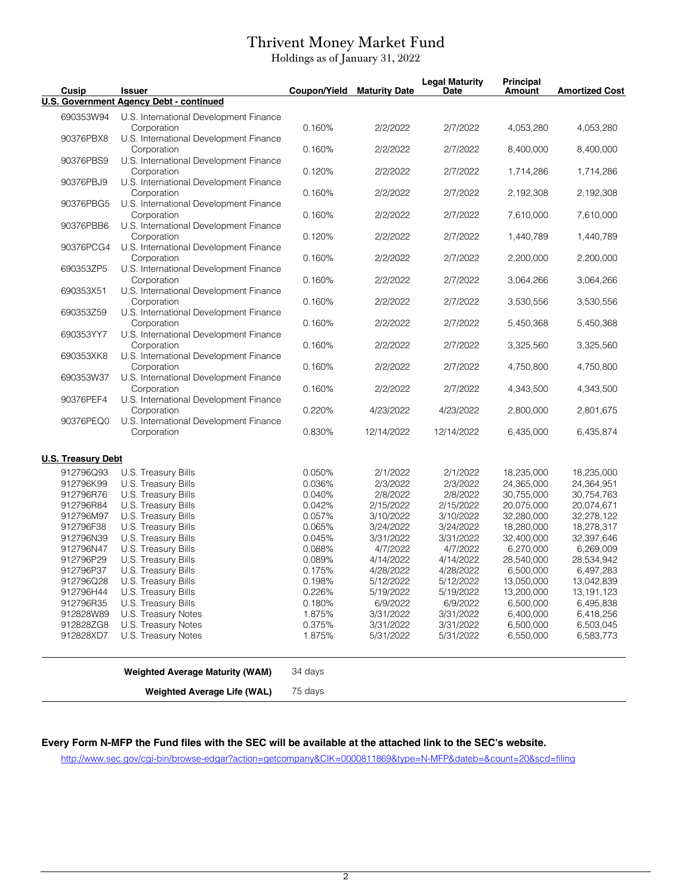# Thrivent Money Market Fund

Holdings as of January 31, 2022

| Cusip | Issuer | Coupon/Yield | Maturity Date | Legal Maturity Date | Principal Amount | Amortized Cost |
|---|---|---|---|---|---|---|
| **U.S. Government Agency Debt - continued** | | | | | | |
| 690353W94 | U.S. International Development Finance Corporation | 0.160% | 2/2/2022 | 2/7/2022 | 4,053,280 | 4,053,280 |
| 90376PBX8 | U.S. International Development Finance Corporation | 0.160% | 2/2/2022 | 2/7/2022 | 8,400,000 | 8,400,000 |
| 90376PBS9 | U.S. International Development Finance Corporation | 0.120% | 2/2/2022 | 2/7/2022 | 1,714,286 | 1,714,286 |
| 90376PBJ9 | U.S. International Development Finance Corporation | 0.160% | 2/2/2022 | 2/7/2022 | 2,192,308 | 2,192,308 |
| 90376PBG5 | U.S. International Development Finance Corporation | 0.160% | 2/2/2022 | 2/7/2022 | 7,610,000 | 7,610,000 |
| 90376PBB6 | U.S. International Development Finance Corporation | 0.120% | 2/2/2022 | 2/7/2022 | 1,440,789 | 1,440,789 |
| 90376PCG4 | U.S. International Development Finance Corporation | 0.160% | 2/2/2022 | 2/7/2022 | 2,200,000 | 2,200,000 |
| 690353ZP5 | U.S. International Development Finance Corporation | 0.160% | 2/2/2022 | 2/7/2022 | 3,064,266 | 3,064,266 |
| 690353X51 | U.S. International Development Finance Corporation | 0.160% | 2/2/2022 | 2/7/2022 | 3,530,556 | 3,530,556 |
| 690353Z59 | U.S. International Development Finance Corporation | 0.160% | 2/2/2022 | 2/7/2022 | 5,450,368 | 5,450,368 |
| 690353YY7 | U.S. International Development Finance Corporation | 0.160% | 2/2/2022 | 2/7/2022 | 3,325,560 | 3,325,560 |
| 690353XK8 | U.S. International Development Finance Corporation | 0.160% | 2/2/2022 | 2/7/2022 | 4,750,800 | 4,750,800 |
| 690353W37 | U.S. International Development Finance Corporation | 0.160% | 2/2/2022 | 2/7/2022 | 4,343,500 | 4,343,500 |
| 90376PEF4 | U.S. International Development Finance Corporation | 0.220% | 4/23/2022 | 4/23/2022 | 2,800,000 | 2,801,675 |
| 90376PEQ0 | U.S. International Development Finance Corporation | 0.830% | 12/14/2022 | 12/14/2022 | 6,435,000 | 6,435,874 |
| **U.S. Treasury Debt** | | | | | | |
| 912796Q93 | U.S. Treasury Bills | 0.050% | 2/1/2022 | 2/1/2022 | 18,235,000 | 18,235,000 |
| 912796K99 | U.S. Treasury Bills | 0.036% | 2/3/2022 | 2/3/2022 | 24,365,000 | 24,364,951 |
| 912796R76 | U.S. Treasury Bills | 0.040% | 2/8/2022 | 2/8/2022 | 30,755,000 | 30,754,763 |
| 912796R84 | U.S. Treasury Bills | 0.042% | 2/15/2022 | 2/15/2022 | 20,075,000 | 20,074,671 |
| 912796M97 | U.S. Treasury Bills | 0.057% | 3/10/2022 | 3/10/2022 | 32,280,000 | 32,278,122 |
| 912796F38 | U.S. Treasury Bills | 0.065% | 3/24/2022 | 3/24/2022 | 18,280,000 | 18,278,317 |
| 912796N39 | U.S. Treasury Bills | 0.045% | 3/31/2022 | 3/31/2022 | 32,400,000 | 32,397,646 |
| 912796N47 | U.S. Treasury Bills | 0.088% | 4/7/2022 | 4/7/2022 | 6,270,000 | 6,269,009 |
| 912796P29 | U.S. Treasury Bills | 0.089% | 4/14/2022 | 4/14/2022 | 28,540,000 | 28,534,942 |
| 912796P37 | U.S. Treasury Bills | 0.175% | 4/28/2022 | 4/28/2022 | 6,500,000 | 6,497,283 |
| 912796Q28 | U.S. Treasury Bills | 0.198% | 5/12/2022 | 5/12/2022 | 13,050,000 | 13,042,839 |
| 912796H44 | U.S. Treasury Bills | 0.226% | 5/19/2022 | 5/19/2022 | 13,200,000 | 13,191,123 |
| 912796R35 | U.S. Treasury Bills | 0.180% | 6/9/2022 | 6/9/2022 | 6,500,000 | 6,495,838 |
| 912828W89 | U.S. Treasury Notes | 1.875% | 3/31/2022 | 3/31/2022 | 6,400,000 | 6,418,256 |
| 912828ZG8 | U.S. Treasury Notes | 0.375% | 3/31/2022 | 3/31/2022 | 6,500,000 | 6,503,045 |
| 912828XD7 | U.S. Treasury Notes | 1.875% | 5/31/2022 | 5/31/2022 | 6,550,000 | 6,583,773 |

| | |
|---|---|
| **Weighted Average Maturity (WAM)** | 34 days |
| **Weighted Average Life (WAL)** | 75 days |

**Every Form N-MFP the Fund files with the SEC will be available at the attached link to the SEC's website.**

http://www.sec.gov/cgi-bin/browse-edgar?action=getcompany&CIK=0000811869&type=N-MFP&dateb=&count=20&scd=filing